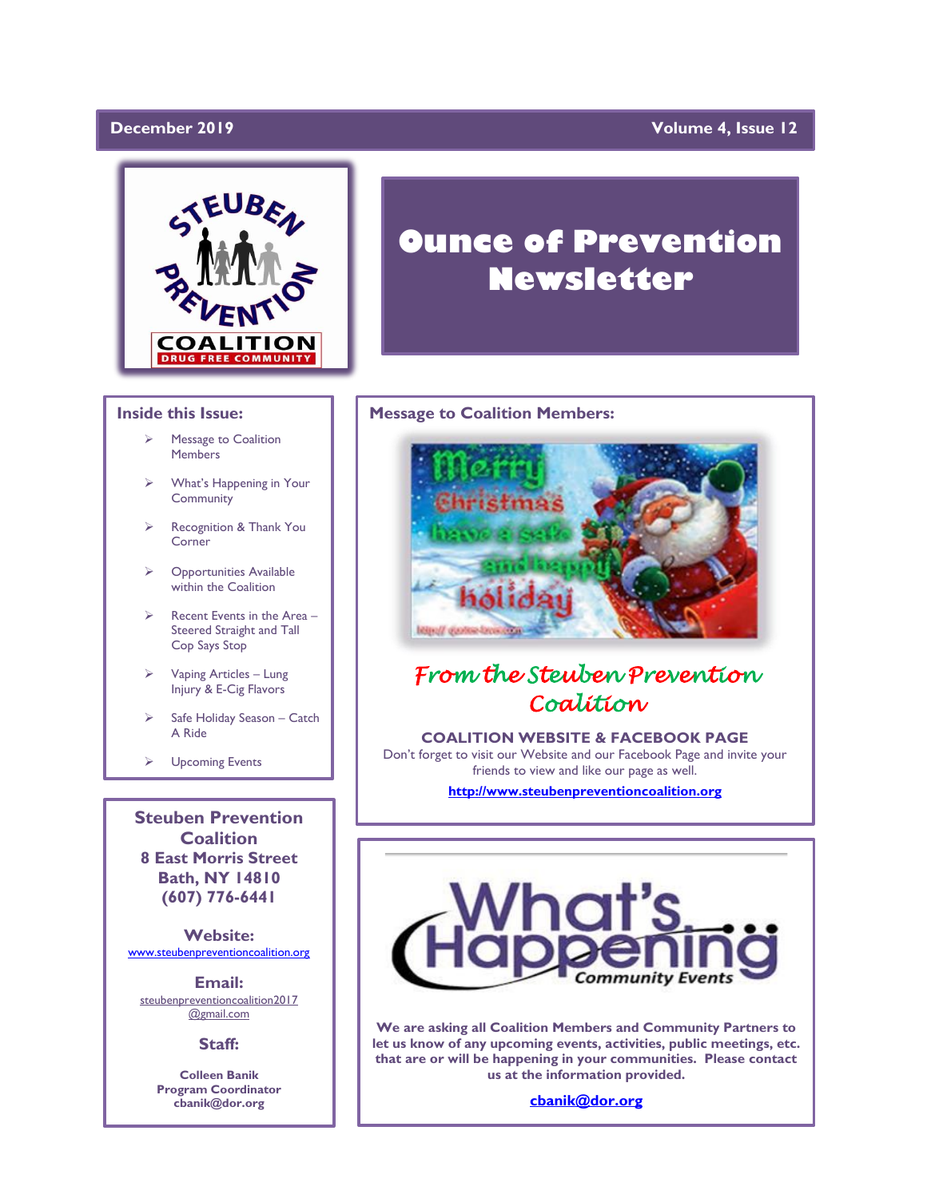December 2019 — Volume 4, Issue 12

# Ounce of Prevention Newsletter

## Inside this Issue:

- Message to Coalition Members
- What's Happening in Your Community
- Recognition & Thank You Corner
- Opportunities Available within the Coalition
- Recent Events in the Area – Steered Straight and Tall Cop Says Stop
- Vaping Articles – Lung Injury & E-Cig Flavors
- Safe Holiday Season – Catch A Ride
- Upcoming Events

**Steuben Prevention Coalition**
**8 East Morris Street**
**Bath, NY 14810**
**(607) 776-6441**

**Website:**
www.steubenpreventioncoalition.org

**Email:**
steubenpreventioncoalition2017@gmail.com

**Staff:**

**Colleen Banik**
**Program Coordinator**
**cbanik@dor.org**

## Message to Coalition Members:

Merry Christmas have a safe and happy holiday

*From the Steuben Prevention Coalition*

**COALITION WEBSITE & FACEBOOK PAGE**

Don't forget to visit our Website and our Facebook Page and invite your friends to view and like our page as well.

**http://www.steubenpreventioncoalition.org**

## What's Happening – Community Events

**We are asking all Coalition Members and Community Partners to let us know of any upcoming events, activities, public meetings, etc. that are or will be happening in your communities. Please contact us at the information provided.**

**cbanik@dor.org**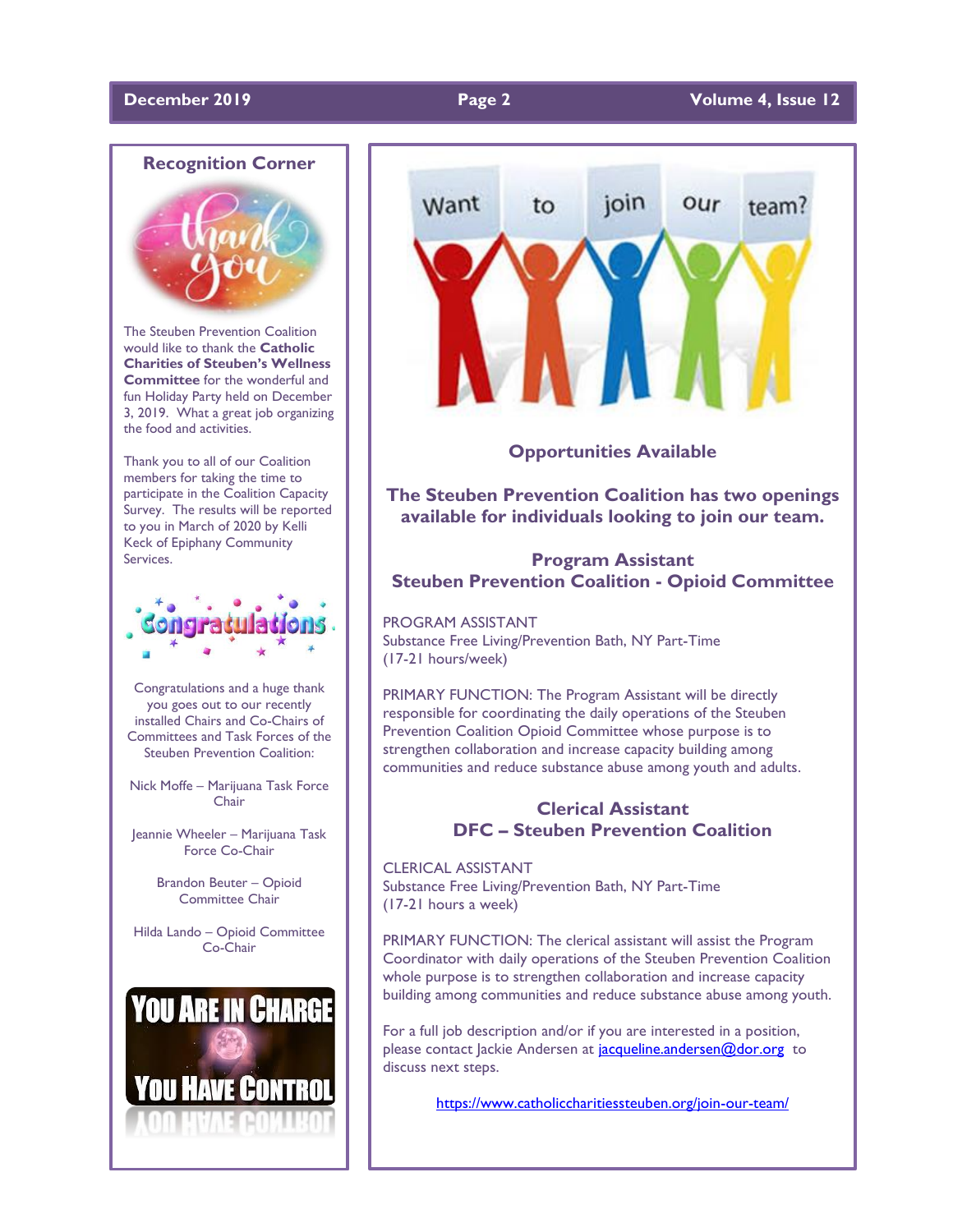## Recognition Corner

The Steuben Prevention Coalition would like to thank the **Catholic Charities of Steuben's Wellness Committee** for the wonderful and fun Holiday Party held on December 3, 2019. What a great job organizing the food and activities.

Thank you to all of our Coalition members for taking the time to participate in the Coalition Capacity Survey. The results will be reported to you in March of 2020 by Kelli Keck of Epiphany Community Services.

Congratulations and a huge thank you goes out to our recently installed Chairs and Co-Chairs of Committees and Task Forces of the Steuben Prevention Coalition:

Nick Moffe – Marijuana Task Force Chair

Jeannie Wheeler – Marijuana Task Force Co-Chair

Brandon Beuter – Opioid Committee Chair

Hilda Lando – Opioid Committee Co-Chair

## Opportunities Available

**The Steuben Prevention Coalition has two openings available for individuals looking to join our team.**

### Program Assistant
### Steuben Prevention Coalition - Opioid Committee

PROGRAM ASSISTANT
Substance Free Living/Prevention Bath, NY Part-Time
(17-21 hours/week)

PRIMARY FUNCTION: The Program Assistant will be directly responsible for coordinating the daily operations of the Steuben Prevention Coalition Opioid Committee whose purpose is to strengthen collaboration and increase capacity building among communities and reduce substance abuse among youth and adults.

### Clerical Assistant
### DFC – Steuben Prevention Coalition

CLERICAL ASSISTANT
Substance Free Living/Prevention Bath, NY Part-Time
(17-21 hours a week)

PRIMARY FUNCTION: The clerical assistant will assist the Program Coordinator with daily operations of the Steuben Prevention Coalition whole purpose is to strengthen collaboration and increase capacity building among communities and reduce substance abuse among youth.

For a full job description and/or if you are interested in a position, please contact Jackie Andersen at jacqueline.andersen@dor.org to discuss next steps.

https://www.catholiccharitiessteuben.org/join-our-team/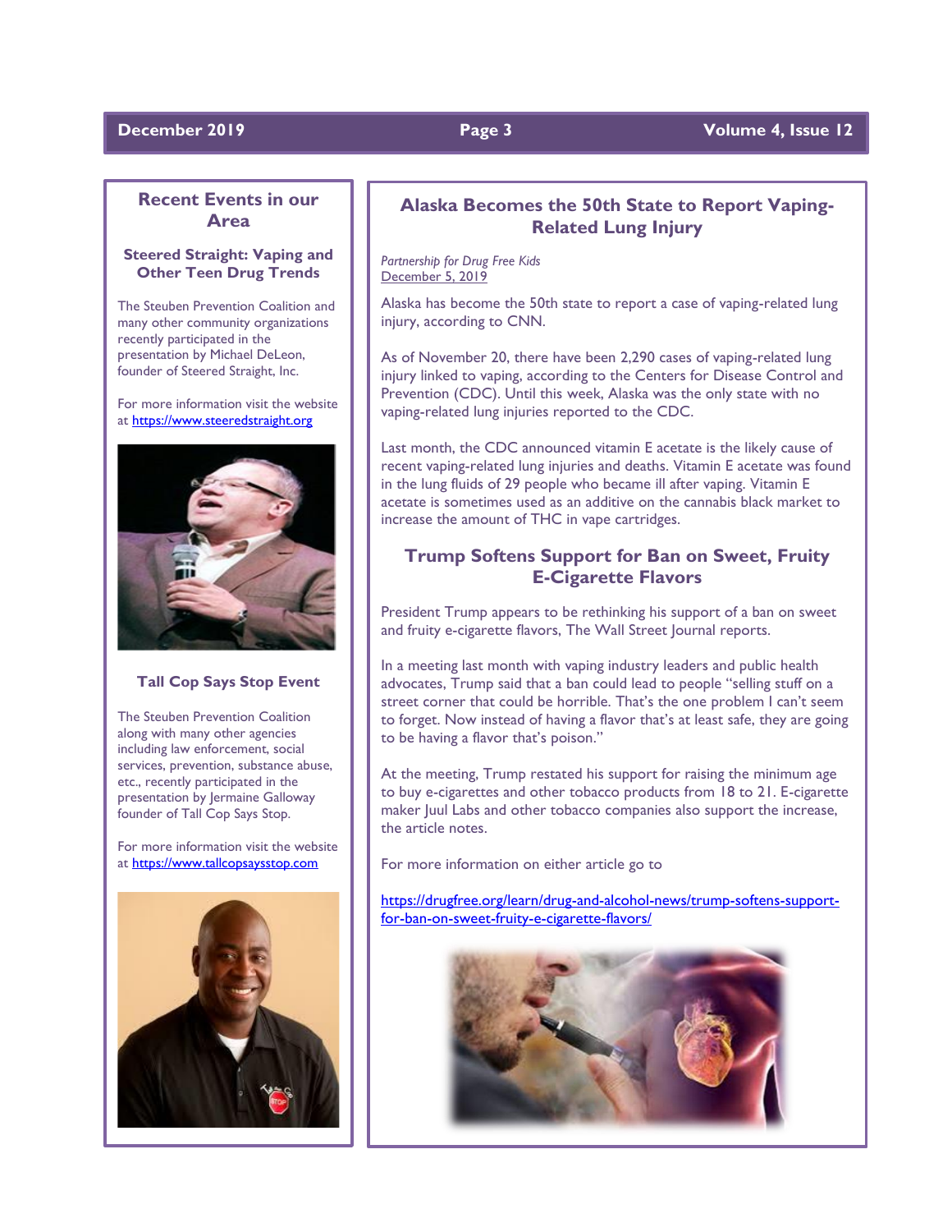## Recent Events in our Area

### Steered Straight: Vaping and Other Teen Drug Trends

The Steuben Prevention Coalition and many other community organizations recently participated in the presentation by Michael DeLeon, founder of Steered Straight, Inc.

For more information visit the website at https://www.steeredstraight.org

### Tall Cop Says Stop Event

The Steuben Prevention Coalition along with many other agencies including law enforcement, social services, prevention, substance abuse, etc., recently participated in the presentation by Jermaine Galloway founder of Tall Cop Says Stop.

For more information visit the website at https://www.tallcopsaysstop.com

## Alaska Becomes the 50th State to Report Vaping-Related Lung Injury

*Partnership for Drug Free Kids*
December 5, 2019

Alaska has become the 50th state to report a case of vaping-related lung injury, according to CNN.

As of November 20, there have been 2,290 cases of vaping-related lung injury linked to vaping, according to the Centers for Disease Control and Prevention (CDC). Until this week, Alaska was the only state with no vaping-related lung injuries reported to the CDC.

Last month, the CDC announced vitamin E acetate is the likely cause of recent vaping-related lung injuries and deaths. Vitamin E acetate was found in the lung fluids of 29 people who became ill after vaping. Vitamin E acetate is sometimes used as an additive on the cannabis black market to increase the amount of THC in vape cartridges.

## Trump Softens Support for Ban on Sweet, Fruity E-Cigarette Flavors

President Trump appears to be rethinking his support of a ban on sweet and fruity e-cigarette flavors, The Wall Street Journal reports.

In a meeting last month with vaping industry leaders and public health advocates, Trump said that a ban could lead to people "selling stuff on a street corner that could be horrible. That's the one problem I can't seem to forget. Now instead of having a flavor that's at least safe, they are going to be having a flavor that's poison."

At the meeting, Trump restated his support for raising the minimum age to buy e-cigarettes and other tobacco products from 18 to 21. E-cigarette maker Juul Labs and other tobacco companies also support the increase, the article notes.

For more information on either article go to

https://drugfree.org/learn/drug-and-alcohol-news/trump-softens-support-for-ban-on-sweet-fruity-e-cigarette-flavors/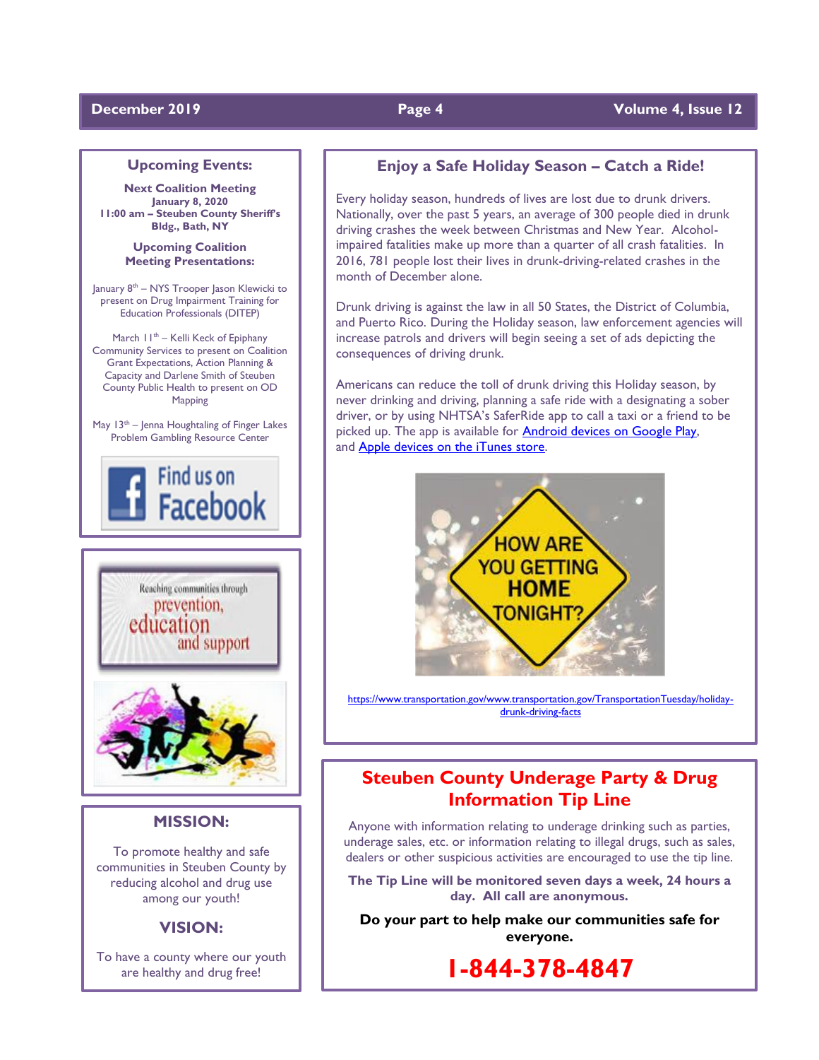## Upcoming Events:

**Next Coalition Meeting**
**January 8, 2020**
**11:00 am – Steuben County Sheriff's Bldg., Bath, NY**

**Upcoming Coalition Meeting Presentations:**

January 8th – NYS Trooper Jason Klewicki to present on Drug Impairment Training for Education Professionals (DITEP)

March 11th – Kelli Keck of Epiphany Community Services to present on Coalition Grant Expectations, Action Planning & Capacity and Darlene Smith of Steuben County Public Health to present on OD Mapping

May 13th – Jenna Houghtaling of Finger Lakes Problem Gambling Resource Center

Find us on Facebook

Reaching communities through prevention, education and support

## MISSION:

To promote healthy and safe communities in Steuben County by reducing alcohol and drug use among our youth!

## VISION:

To have a county where our youth are healthy and drug free!

## Enjoy a Safe Holiday Season – Catch a Ride!

Every holiday season, hundreds of lives are lost due to drunk drivers. Nationally, over the past 5 years, an average of 300 people died in drunk driving crashes the week between Christmas and New Year. Alcohol-impaired fatalities make up more than a quarter of all crash fatalities. In 2016, 781 people lost their lives in drunk-driving-related crashes in the month of December alone.

Drunk driving is against the law in all 50 States, the District of Columbia, and Puerto Rico. During the Holiday season, law enforcement agencies will increase patrols and drivers will begin seeing a set of ads depicting the consequences of driving drunk.

Americans can reduce the toll of drunk driving this Holiday season, by never drinking and driving, planning a safe ride with a designating a sober driver, or by using NHTSA's SaferRide app to call a taxi or a friend to be picked up. The app is available for Android devices on Google Play, and Apple devices on the iTunes store.

HOW ARE YOU GETTING HOME TONIGHT?

https://www.transportation.gov/www.transportation.gov/TransportationTuesday/holiday-drunk-driving-facts

## Steuben County Underage Party & Drug Information Tip Line

Anyone with information relating to underage drinking such as parties, underage sales, etc. or information relating to illegal drugs, such as sales, dealers or other suspicious activities are encouraged to use the tip line.

**The Tip Line will be monitored seven days a week, 24 hours a day. All call are anonymous.**

**Do your part to help make our communities safe for everyone.**

# 1-844-378-4847